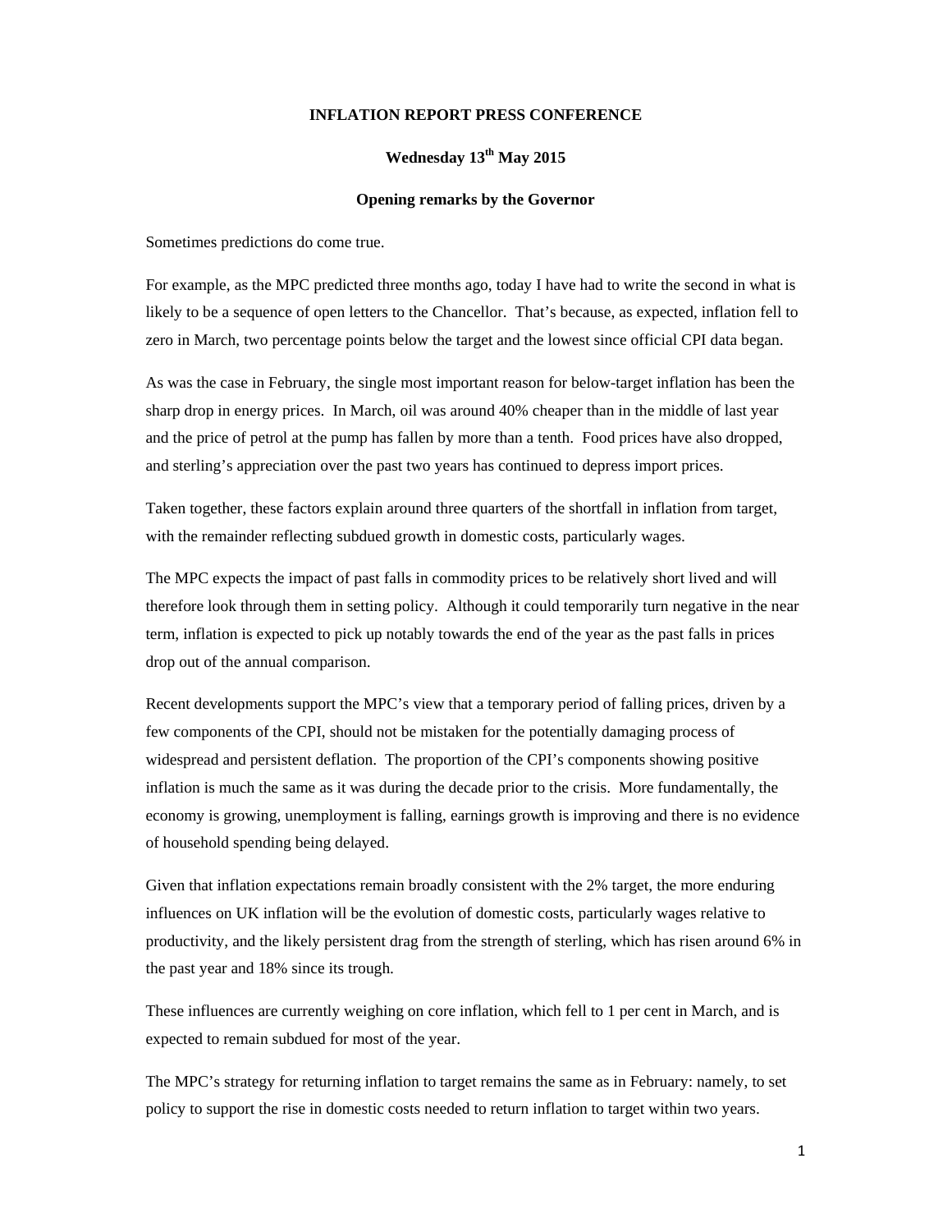# INFLATION REPORT PRESS CONFERENCE

## Wednesday 13th May 2015

### Opening remarks by the Governor

Sometimes predictions do come true.

For example, as the MPC predicted three months ago, today I have had to write the second in what is likely to be a sequence of open letters to the Chancellor. That's because, as expected, inflation fell to zero in March, two percentage points below the target and the lowest since official CPI data began.

As was the case in February, the single most important reason for below-target inflation has been the sharp drop in energy prices. In March, oil was around 40% cheaper than in the middle of last year and the price of petrol at the pump has fallen by more than a tenth. Food prices have also dropped, and sterling's appreciation over the past two years has continued to depress import prices.

Taken together, these factors explain around three quarters of the shortfall in inflation from target, with the remainder reflecting subdued growth in domestic costs, particularly wages.

The MPC expects the impact of past falls in commodity prices to be relatively short lived and will therefore look through them in setting policy. Although it could temporarily turn negative in the near term, inflation is expected to pick up notably towards the end of the year as the past falls in prices drop out of the annual comparison.

Recent developments support the MPC's view that a temporary period of falling prices, driven by a few components of the CPI, should not be mistaken for the potentially damaging process of widespread and persistent deflation. The proportion of the CPI's components showing positive inflation is much the same as it was during the decade prior to the crisis. More fundamentally, the economy is growing, unemployment is falling, earnings growth is improving and there is no evidence of household spending being delayed.

Given that inflation expectations remain broadly consistent with the 2% target, the more enduring influences on UK inflation will be the evolution of domestic costs, particularly wages relative to productivity, and the likely persistent drag from the strength of sterling, which has risen around 6% in the past year and 18% since its trough.

These influences are currently weighing on core inflation, which fell to 1 per cent in March, and is expected to remain subdued for most of the year.

The MPC's strategy for returning inflation to target remains the same as in February: namely, to set policy to support the rise in domestic costs needed to return inflation to target within two years.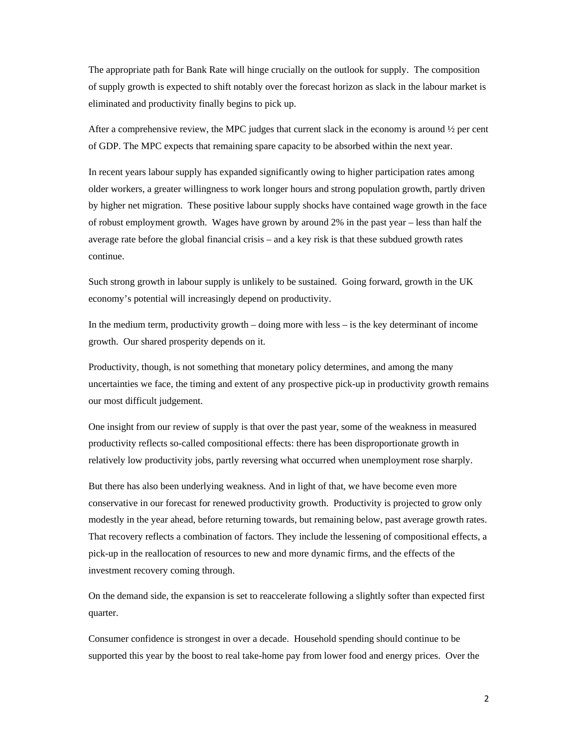The appropriate path for Bank Rate will hinge crucially on the outlook for supply. The composition of supply growth is expected to shift notably over the forecast horizon as slack in the labour market is eliminated and productivity finally begins to pick up.

After a comprehensive review, the MPC judges that current slack in the economy is around ½ per cent of GDP. The MPC expects that remaining spare capacity to be absorbed within the next year.

In recent years labour supply has expanded significantly owing to higher participation rates among older workers, a greater willingness to work longer hours and strong population growth, partly driven by higher net migration. These positive labour supply shocks have contained wage growth in the face of robust employment growth. Wages have grown by around 2% in the past year – less than half the average rate before the global financial crisis – and a key risk is that these subdued growth rates continue.

Such strong growth in labour supply is unlikely to be sustained. Going forward, growth in the UK economy's potential will increasingly depend on productivity.

In the medium term, productivity growth – doing more with less – is the key determinant of income growth. Our shared prosperity depends on it.

Productivity, though, is not something that monetary policy determines, and among the many uncertainties we face, the timing and extent of any prospective pick-up in productivity growth remains our most difficult judgement.

One insight from our review of supply is that over the past year, some of the weakness in measured productivity reflects so-called compositional effects: there has been disproportionate growth in relatively low productivity jobs, partly reversing what occurred when unemployment rose sharply.

But there has also been underlying weakness. And in light of that, we have become even more conservative in our forecast for renewed productivity growth. Productivity is projected to grow only modestly in the year ahead, before returning towards, but remaining below, past average growth rates. That recovery reflects a combination of factors. They include the lessening of compositional effects, a pick-up in the reallocation of resources to new and more dynamic firms, and the effects of the investment recovery coming through.

On the demand side, the expansion is set to reaccelerate following a slightly softer than expected first quarter.

Consumer confidence is strongest in over a decade. Household spending should continue to be supported this year by the boost to real take-home pay from lower food and energy prices. Over the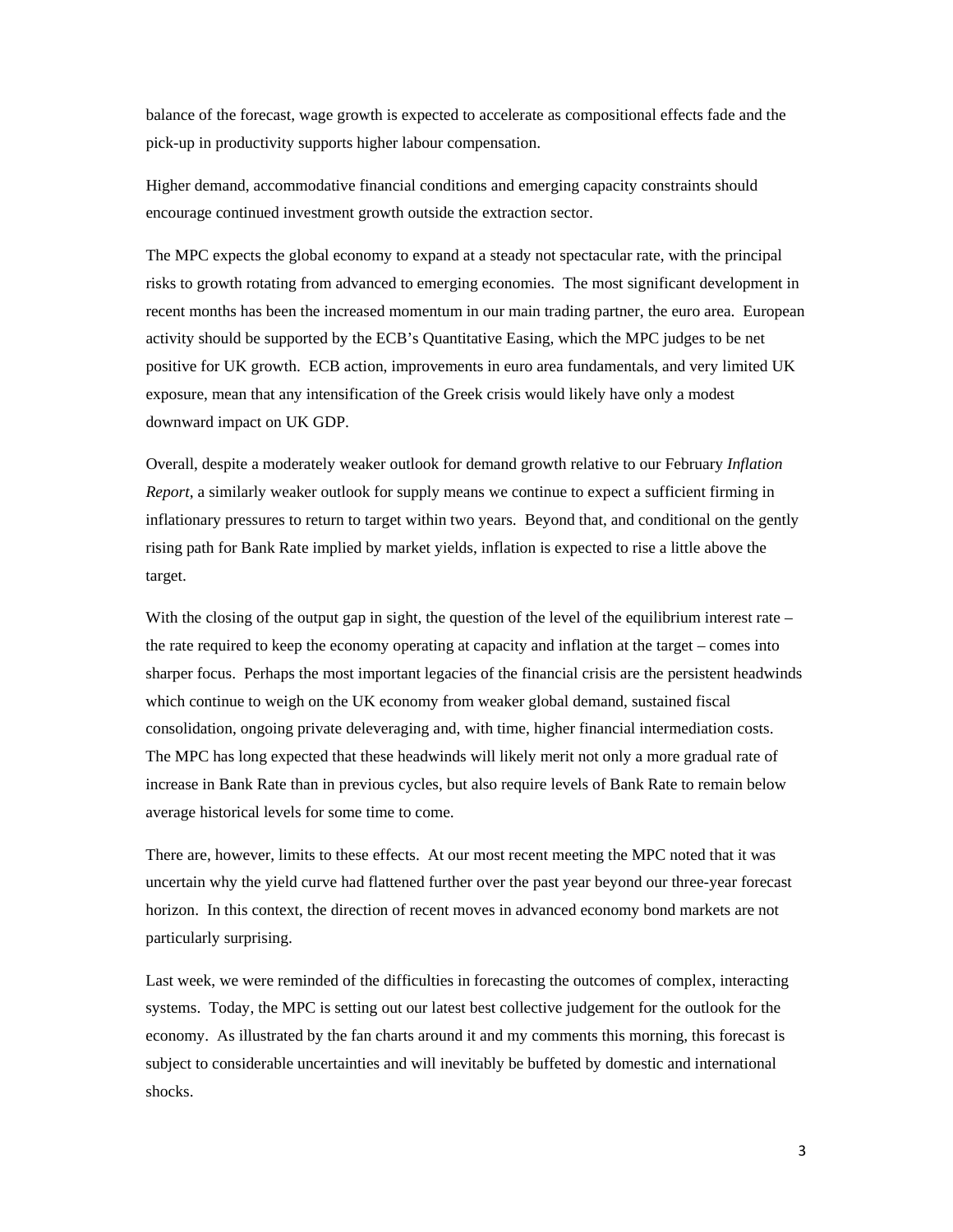balance of the forecast, wage growth is expected to accelerate as compositional effects fade and the pick-up in productivity supports higher labour compensation.

Higher demand, accommodative financial conditions and emerging capacity constraints should encourage continued investment growth outside the extraction sector.

The MPC expects the global economy to expand at a steady not spectacular rate, with the principal risks to growth rotating from advanced to emerging economies. The most significant development in recent months has been the increased momentum in our main trading partner, the euro area. European activity should be supported by the ECB's Quantitative Easing, which the MPC judges to be net positive for UK growth. ECB action, improvements in euro area fundamentals, and very limited UK exposure, mean that any intensification of the Greek crisis would likely have only a modest downward impact on UK GDP.

Overall, despite a moderately weaker outlook for demand growth relative to our February *Inflation Report*, a similarly weaker outlook for supply means we continue to expect a sufficient firming in inflationary pressures to return to target within two years. Beyond that, and conditional on the gently rising path for Bank Rate implied by market yields, inflation is expected to rise a little above the target.

With the closing of the output gap in sight, the question of the level of the equilibrium interest rate – the rate required to keep the economy operating at capacity and inflation at the target – comes into sharper focus. Perhaps the most important legacies of the financial crisis are the persistent headwinds which continue to weigh on the UK economy from weaker global demand, sustained fiscal consolidation, ongoing private deleveraging and, with time, higher financial intermediation costs. The MPC has long expected that these headwinds will likely merit not only a more gradual rate of increase in Bank Rate than in previous cycles, but also require levels of Bank Rate to remain below average historical levels for some time to come.

There are, however, limits to these effects. At our most recent meeting the MPC noted that it was uncertain why the yield curve had flattened further over the past year beyond our three-year forecast horizon. In this context, the direction of recent moves in advanced economy bond markets are not particularly surprising.

Last week, we were reminded of the difficulties in forecasting the outcomes of complex, interacting systems. Today, the MPC is setting out our latest best collective judgement for the outlook for the economy. As illustrated by the fan charts around it and my comments this morning, this forecast is subject to considerable uncertainties and will inevitably be buffeted by domestic and international shocks.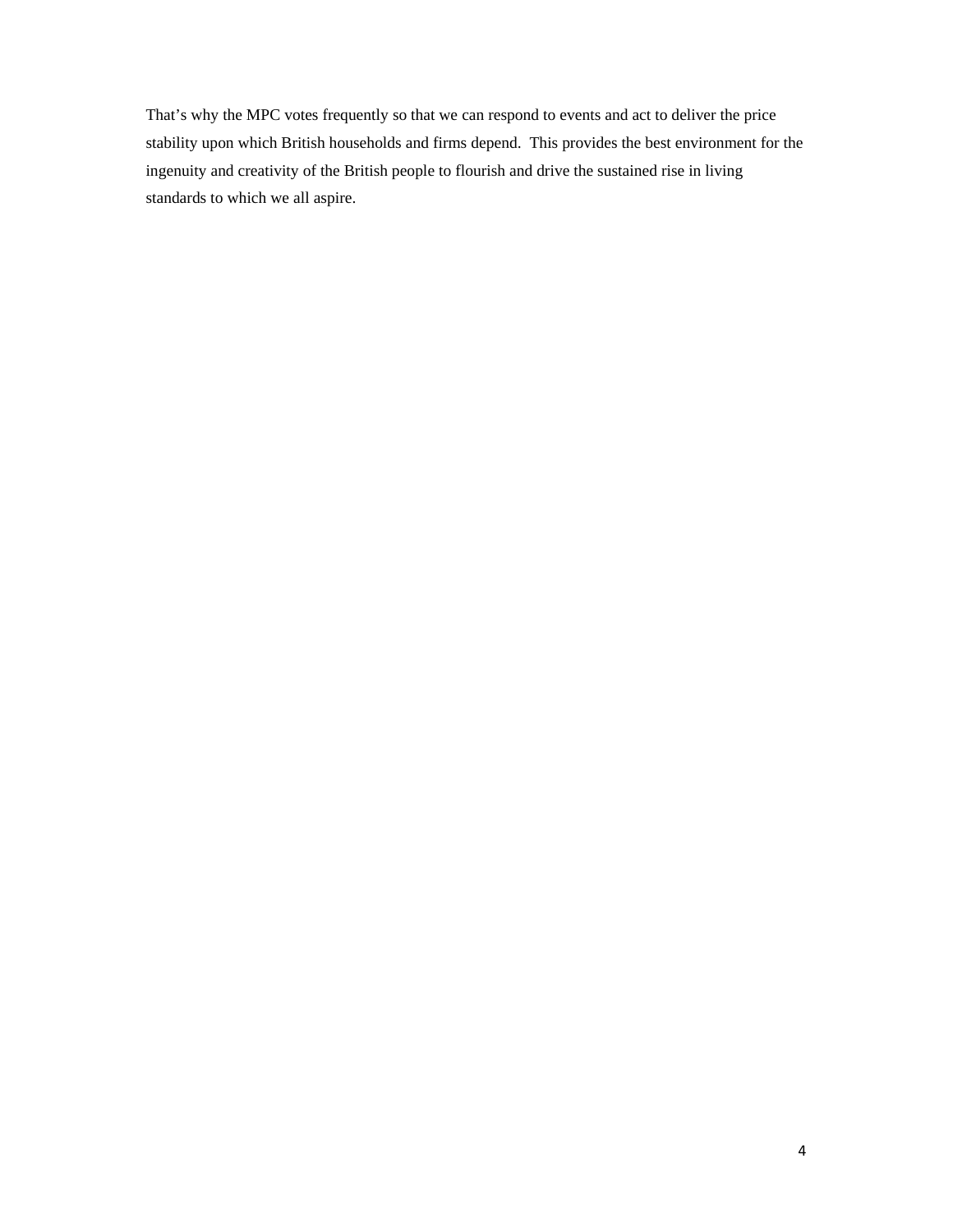That's why the MPC votes frequently so that we can respond to events and act to deliver the price stability upon which British households and firms depend. This provides the best environment for the ingenuity and creativity of the British people to flourish and drive the sustained rise in living standards to which we all aspire.